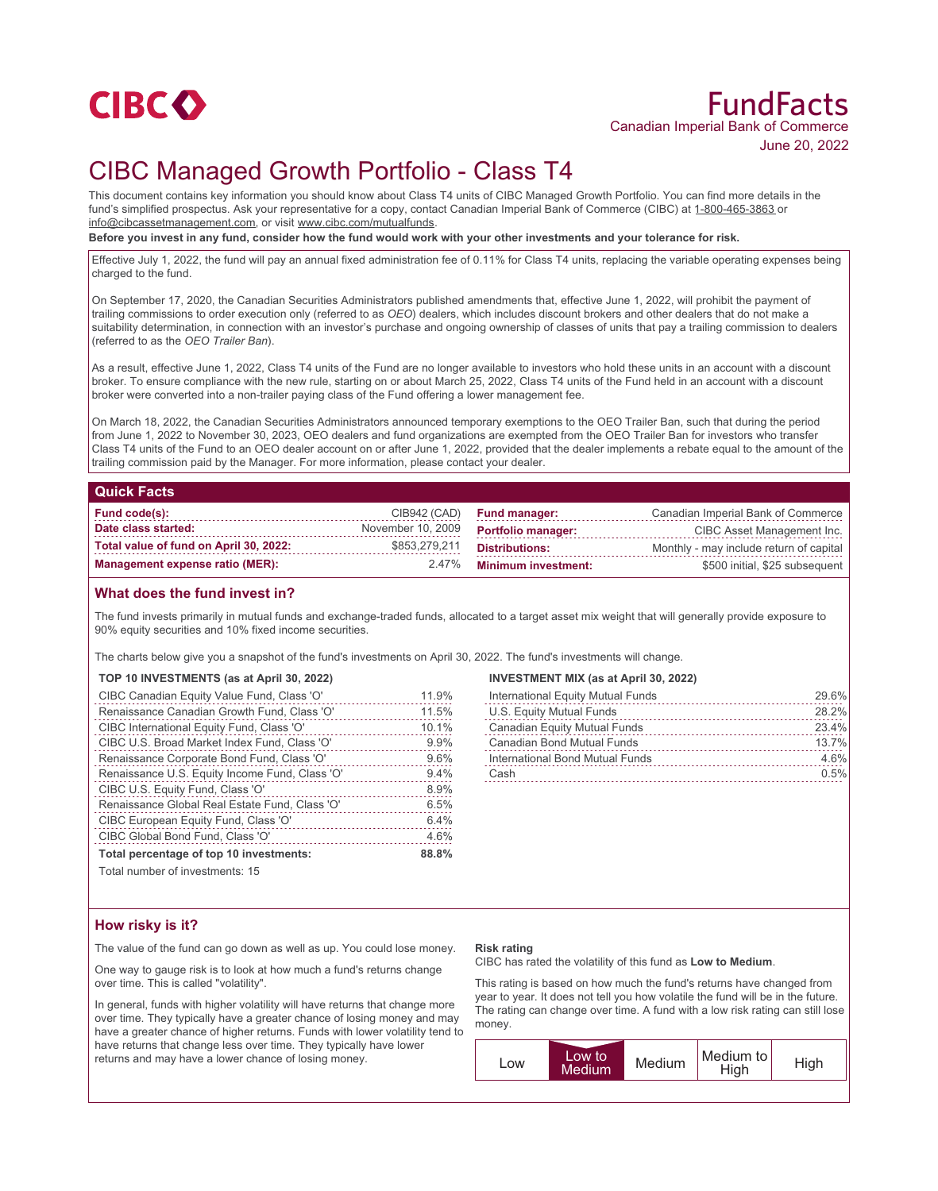CIBC

# FundFacts

Canadian Imperial Bank of Commerce

June 20, 2022

# CIBC Managed Growth Portfolio - Class T4

This document contains key information you should know about Class T4 units of CIBC Managed Growth Portfolio. You can find more details in the fund's simplified prospectus. Ask your representative for a copy, contact Canadian Imperial Bank of Commerce (CIBC) at 1-800-465-3863 or info@cibcassetmanagement.com, or visit www.cibc.com/mutualfunds.

**Before you invest in any fund, consider how the fund would work with your other investments and your tolerance for risk.**

Effective July 1, 2022, the fund will pay an annual fixed administration fee of 0.11% for Class T4 units, replacing the variable operating expenses being charged to the fund.

On September 17, 2020, the Canadian Securities Administrators published amendments that, effective June 1, 2022, will prohibit the payment of trailing commissions to order execution only (referred to as *OEO*) dealers, which includes discount brokers and other dealers that do not make a suitability determination, in connection with an investor's purchase and ongoing ownership of classes of units that pay a trailing commission to dealers (referred to as the *OEO Trailer Ban*).

As a result, effective June 1, 2022, Class T4 units of the Fund are no longer available to investors who hold these units in an account with a discount broker. To ensure compliance with the new rule, starting on or about March 25, 2022, Class T4 units of the Fund held in an account with a discount broker were converted into a non-trailer paying class of the Fund offering a lower management fee.

On March 18, 2022, the Canadian Securities Administrators announced temporary exemptions to the OEO Trailer Ban, such that during the period from June 1, 2022 to November 30, 2023, OEO dealers and fund organizations are exempted from the OEO Trailer Ban for investors who transfer Class T4 units of the Fund to an OEO dealer account on or after June 1, 2022, provided that the dealer implements a rebate equal to the amount of the trailing commission paid by the Manager. For more information, please contact your dealer.

## Quick Facts

| | | | |
|---|---|---|---|
| **Fund code(s):** | CIB942 (CAD) | **Fund manager:** | Canadian Imperial Bank of Commerce |
| **Date class started:** | November 10, 2009 | **Portfolio manager:** | CIBC Asset Management Inc. |
| **Total value of fund on April 30, 2022:** | $853,279,211 | **Distributions:** | Monthly - may include return of capital |
| **Management expense ratio (MER):** | 2.47% | **Minimum investment:** | $500 initial, $25 subsequent |

## What does the fund invest in?

The fund invests primarily in mutual funds and exchange-traded funds, allocated to a target asset mix weight that will generally provide exposure to 90% equity securities and 10% fixed income securities.

The charts below give you a snapshot of the fund's investments on April 30, 2022. The fund's investments will change.

**TOP 10 INVESTMENTS (as at April 30, 2022)**

| | |
|---|---|
| CIBC Canadian Equity Value Fund, Class 'O' | 11.9% |
| Renaissance Canadian Growth Fund, Class 'O' | 11.5% |
| CIBC International Equity Fund, Class 'O' | 10.1% |
| CIBC U.S. Broad Market Index Fund, Class 'O' | 9.9% |
| Renaissance Corporate Bond Fund, Class 'O' | 9.6% |
| Renaissance U.S. Equity Income Fund, Class 'O' | 9.4% |
| CIBC U.S. Equity Fund, Class 'O' | 8.9% |
| Renaissance Global Real Estate Fund, Class 'O' | 6.5% |
| CIBC European Equity Fund, Class 'O' | 6.4% |
| CIBC Global Bond Fund, Class 'O' | 4.6% |
| **Total percentage of top 10 investments:** | **88.8%** |

Total number of investments: 15

**INVESTMENT MIX (as at April 30, 2022)**

| | |
|---|---|
| International Equity Mutual Funds | 29.6% |
| U.S. Equity Mutual Funds | 28.2% |
| Canadian Equity Mutual Funds | 23.4% |
| Canadian Bond Mutual Funds | 13.7% |
| International Bond Mutual Funds | 4.6% |
| Cash | 0.5% |

## How risky is it?

The value of the fund can go down as well as up. You could lose money.

One way to gauge risk is to look at how much a fund's returns change over time. This is called "volatility".

In general, funds with higher volatility will have returns that change more over time. They typically have a greater chance of losing money and may have a greater chance of higher returns. Funds with lower volatility tend to have returns that change less over time. They typically have lower returns and may have a lower chance of losing money.

**Risk rating**

CIBC has rated the volatility of this fund as **Low to Medium**.

This rating is based on how much the fund's returns have changed from year to year. It does not tell you how volatile the fund will be in the future. The rating can change over time. A fund with a low risk rating can still lose money.

| Low | **Low to Medium** | Medium | Medium to High | High |
|---|---|---|---|---|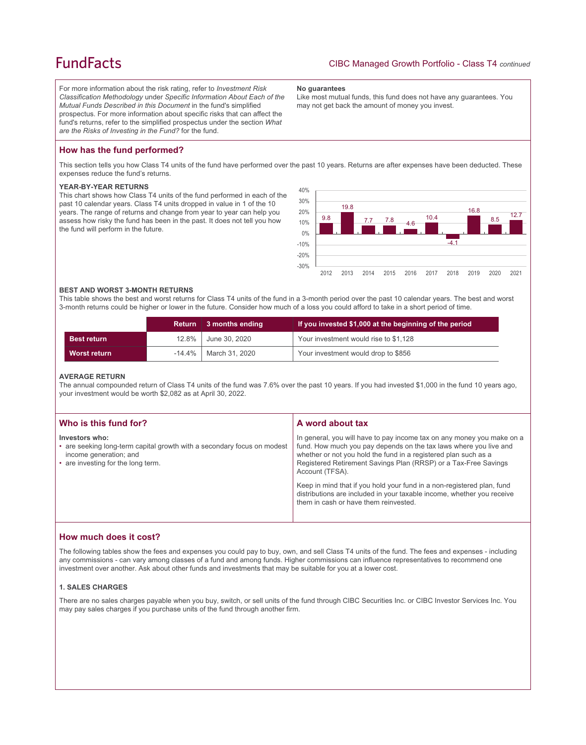For more information about the risk rating, refer to *Investment Risk Classification Methodology* under *Specific Information About Each of the Mutual Funds Described in this Document* in the fund's simplified prospectus. For more information about specific risks that can affect the fund's returns, refer to the simplified prospectus under the section *What are the Risks of Investing in the Fund?* for the fund.

**No guarantees**

Like most mutual funds, this fund does not have any guarantees. You may not get back the amount of money you invest.

## How has the fund performed?

This section tells you how Class T4 units of the fund have performed over the past 10 years. Returns are after expenses have been deducted. These expenses reduce the fund's returns.

### YEAR-BY-YEAR RETURNS

This chart shows how Class T4 units of the fund performed in each of the past 10 calendar years. Class T4 units dropped in value in 1 of the 10 years. The range of returns and change from year to year can help you assess how risky the fund has been in the past. It does not tell you how the fund will perform in the future.

| Year | 2012 | 2013 | 2014 | 2015 | 2016 | 2017 | 2018 | 2019 | 2020 | 2021 |
|---|---|---|---|---|---|---|---|---|---|---|
| Return (%) | 9.8 | 19.8 | 7.7 | 7.8 | 4.6 | 10.4 | -4.1 | 16.8 | 8.5 | 12.7 |

### BEST AND WORST 3-MONTH RETURNS

This table shows the best and worst returns for Class T4 units of the fund in a 3-month period over the past 10 calendar years. The best and worst 3-month returns could be higher or lower in the future. Consider how much of a loss you could afford to take in a short period of time.

| | Return | 3 months ending | If you invested $1,000 at the beginning of the period |
|---|---|---|---|
| **Best return** | 12.8% | June 30, 2020 | Your investment would rise to $1,128 |
| **Worst return** | -14.4% | March 31, 2020 | Your investment would drop to $856 |

### AVERAGE RETURN

The annual compounded return of Class T4 units of the fund was 7.6% over the past 10 years. If you had invested $1,000 in the fund 10 years ago, your investment would be worth $2,082 as at April 30, 2022.

## Who is this fund for?

**Investors who:**

- are seeking long-term capital growth with a secondary focus on modest income generation; and
- are investing for the long term.

## A word about tax

In general, you will have to pay income tax on any money you make on a fund. How much you pay depends on the tax laws where you live and whether or not you hold the fund in a registered plan such as a Registered Retirement Savings Plan (RRSP) or a Tax-Free Savings Account (TFSA).

Keep in mind that if you hold your fund in a non-registered plan, fund distributions are included in your taxable income, whether you receive them in cash or have them reinvested.

## How much does it cost?

The following tables show the fees and expenses you could pay to buy, own, and sell Class T4 units of the fund. The fees and expenses - including any commissions - can vary among classes of a fund and among funds. Higher commissions can influence representatives to recommend one investment over another. Ask about other funds and investments that may be suitable for you at a lower cost.

### 1. SALES CHARGES

There are no sales charges payable when you buy, switch, or sell units of the fund through CIBC Securities Inc. or CIBC Investor Services Inc. You may pay sales charges if you purchase units of the fund through another firm.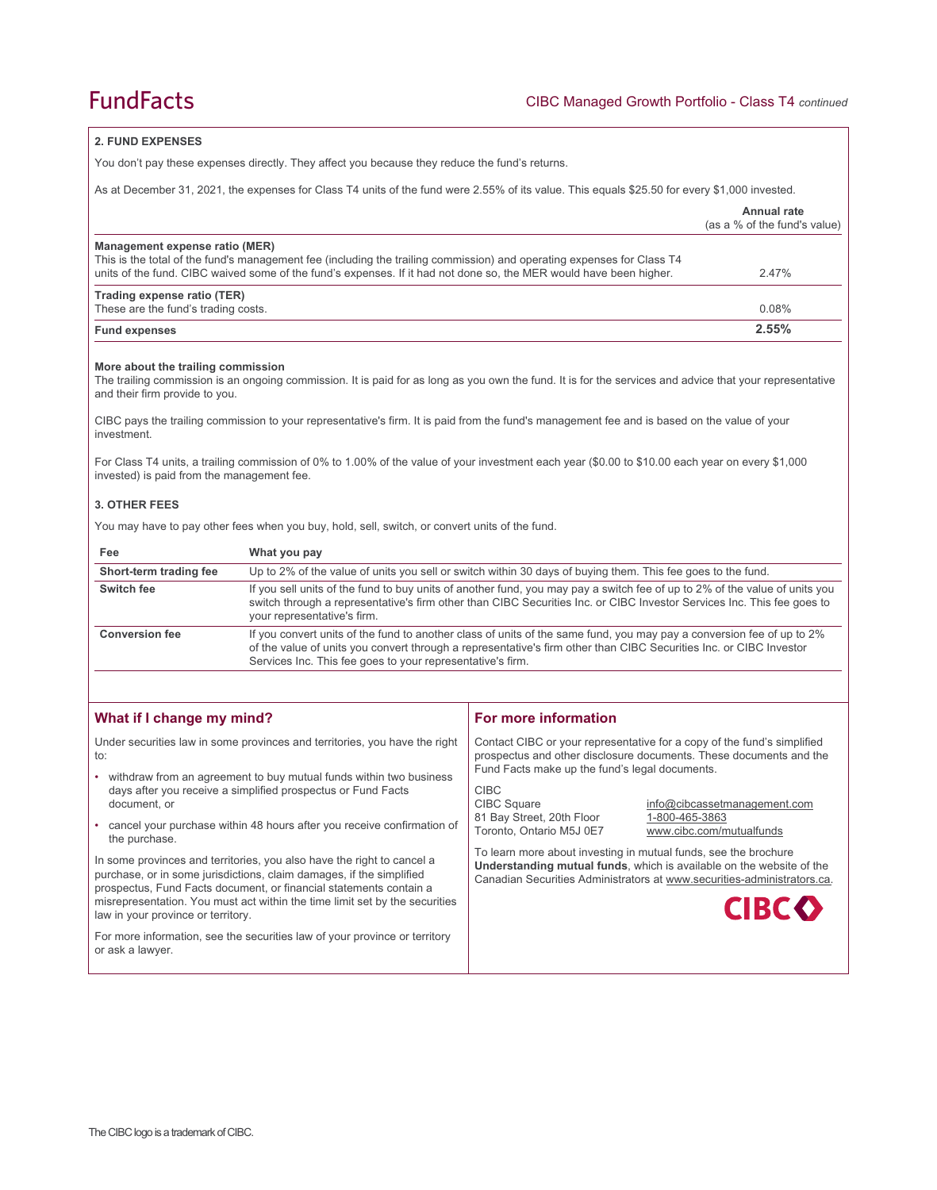## 2. FUND EXPENSES

You don't pay these expenses directly. They affect you because they reduce the fund's returns.

As at December 31, 2021, the expenses for Class T4 units of the fund were 2.55% of its value. This equals $25.50 for every $1,000 invested.

| | Annual rate (as a % of the fund's value) |
|---|---|
| **Management expense ratio (MER)**<br>This is the total of the fund's management fee (including the trailing commission) and operating expenses for Class T4 units of the fund. CIBC waived some of the fund's expenses. If it had not done so, the MER would have been higher. | 2.47% |
| **Trading expense ratio (TER)**<br>These are the fund's trading costs. | 0.08% |
| **Fund expenses** | **2.55%** |

**More about the trailing commission**

The trailing commission is an ongoing commission. It is paid for as long as you own the fund. It is for the services and advice that your representative and their firm provide to you.

CIBC pays the trailing commission to your representative's firm. It is paid from the fund's management fee and is based on the value of your investment.

For Class T4 units, a trailing commission of 0% to 1.00% of the value of your investment each year ($0.00 to $10.00 each year on every $1,000 invested) is paid from the management fee.

## 3. OTHER FEES

You may have to pay other fees when you buy, hold, sell, switch, or convert units of the fund.

| Fee | What you pay |
|---|---|
| **Short-term trading fee** | Up to 2% of the value of units you sell or switch within 30 days of buying them. This fee goes to the fund. |
| **Switch fee** | If you sell units of the fund to buy units of another fund, you may pay a switch fee of up to 2% of the value of units you switch through a representative's firm other than CIBC Securities Inc. or CIBC Investor Services Inc. This fee goes to your representative's firm. |
| **Conversion fee** | If you convert units of the fund to another class of units of the same fund, you may pay a conversion fee of up to 2% of the value of units you convert through a representative's firm other than CIBC Securities Inc. or CIBC Investor Services Inc. This fee goes to your representative's firm. |

## What if I change my mind?

Under securities law in some provinces and territories, you have the right to:

- withdraw from an agreement to buy mutual funds within two business days after you receive a simplified prospectus or Fund Facts document, or
- cancel your purchase within 48 hours after you receive confirmation of the purchase.

In some provinces and territories, you also have the right to cancel a purchase, or in some jurisdictions, claim damages, if the simplified prospectus, Fund Facts document, or financial statements contain a misrepresentation. You must act within the time limit set by the securities law in your province or territory.

For more information, see the securities law of your province or territory or ask a lawyer.

## For more information

Contact CIBC or your representative for a copy of the fund's simplified prospectus and other disclosure documents. These documents and the Fund Facts make up the fund's legal documents.

CIBC
CIBC Square
81 Bay Street, 20th Floor
Toronto, Ontario M5J 0E7

info@cibcassetmanagement.com
1-800-465-3863
www.cibc.com/mutualfunds

To learn more about investing in mutual funds, see the brochure **Understanding mutual funds**, which is available on the website of the Canadian Securities Administrators at www.securities-administrators.ca.

The CIBC logo is a trademark of CIBC.